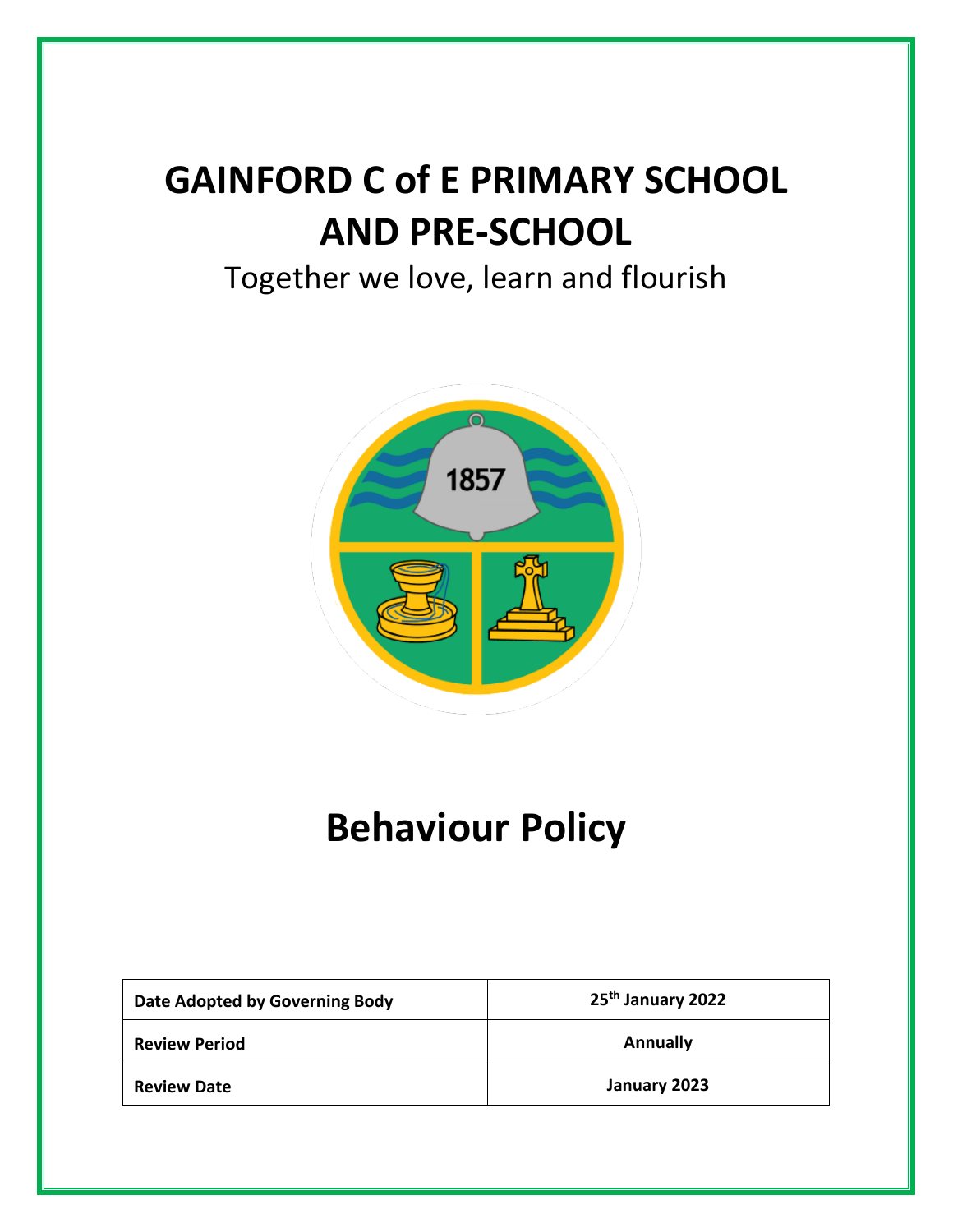# GAINFORD C of E PRIMARY SCHOOL AND PRE-SCHOOL

Together we love, learn and flourish

# Behaviour Policy

| Date Adopted by Governing Body | 25th January 2022 |
|---|---|
| Review Period | Annually |
| Review Date | January 2023 |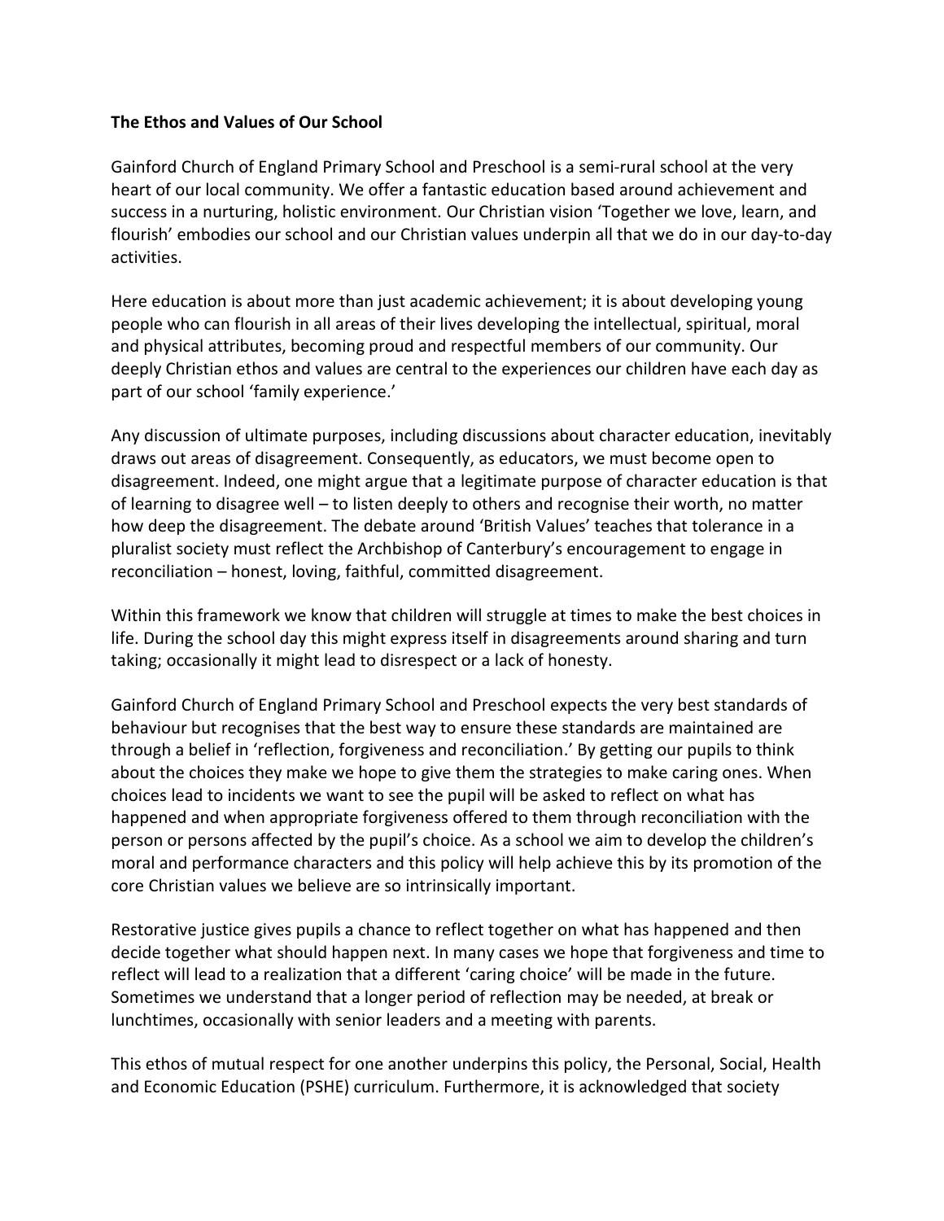**The Ethos and Values of Our School**

Gainford Church of England Primary School and Preschool is a semi-rural school at the very heart of our local community. We offer a fantastic education based around achievement and success in a nurturing, holistic environment. Our Christian vision 'Together we love, learn, and flourish' embodies our school and our Christian values underpin all that we do in our day-to-day activities.

Here education is about more than just academic achievement; it is about developing young people who can flourish in all areas of their lives developing the intellectual, spiritual, moral and physical attributes, becoming proud and respectful members of our community. Our deeply Christian ethos and values are central to the experiences our children have each day as part of our school 'family experience.'

Any discussion of ultimate purposes, including discussions about character education, inevitably draws out areas of disagreement. Consequently, as educators, we must become open to disagreement. Indeed, one might argue that a legitimate purpose of character education is that of learning to disagree well – to listen deeply to others and recognise their worth, no matter how deep the disagreement. The debate around 'British Values' teaches that tolerance in a pluralist society must reflect the Archbishop of Canterbury's encouragement to engage in reconciliation – honest, loving, faithful, committed disagreement.

Within this framework we know that children will struggle at times to make the best choices in life. During the school day this might express itself in disagreements around sharing and turn taking; occasionally it might lead to disrespect or a lack of honesty.

Gainford Church of England Primary School and Preschool expects the very best standards of behaviour but recognises that the best way to ensure these standards are maintained are through a belief in 'reflection, forgiveness and reconciliation.' By getting our pupils to think about the choices they make we hope to give them the strategies to make caring ones. When choices lead to incidents we want to see the pupil will be asked to reflect on what has happened and when appropriate forgiveness offered to them through reconciliation with the person or persons affected by the pupil's choice. As a school we aim to develop the children's moral and performance characters and this policy will help achieve this by its promotion of the core Christian values we believe are so intrinsically important.

Restorative justice gives pupils a chance to reflect together on what has happened and then decide together what should happen next. In many cases we hope that forgiveness and time to reflect will lead to a realization that a different 'caring choice' will be made in the future. Sometimes we understand that a longer period of reflection may be needed, at break or lunchtimes, occasionally with senior leaders and a meeting with parents.

This ethos of mutual respect for one another underpins this policy, the Personal, Social, Health and Economic Education (PSHE) curriculum. Furthermore, it is acknowledged that society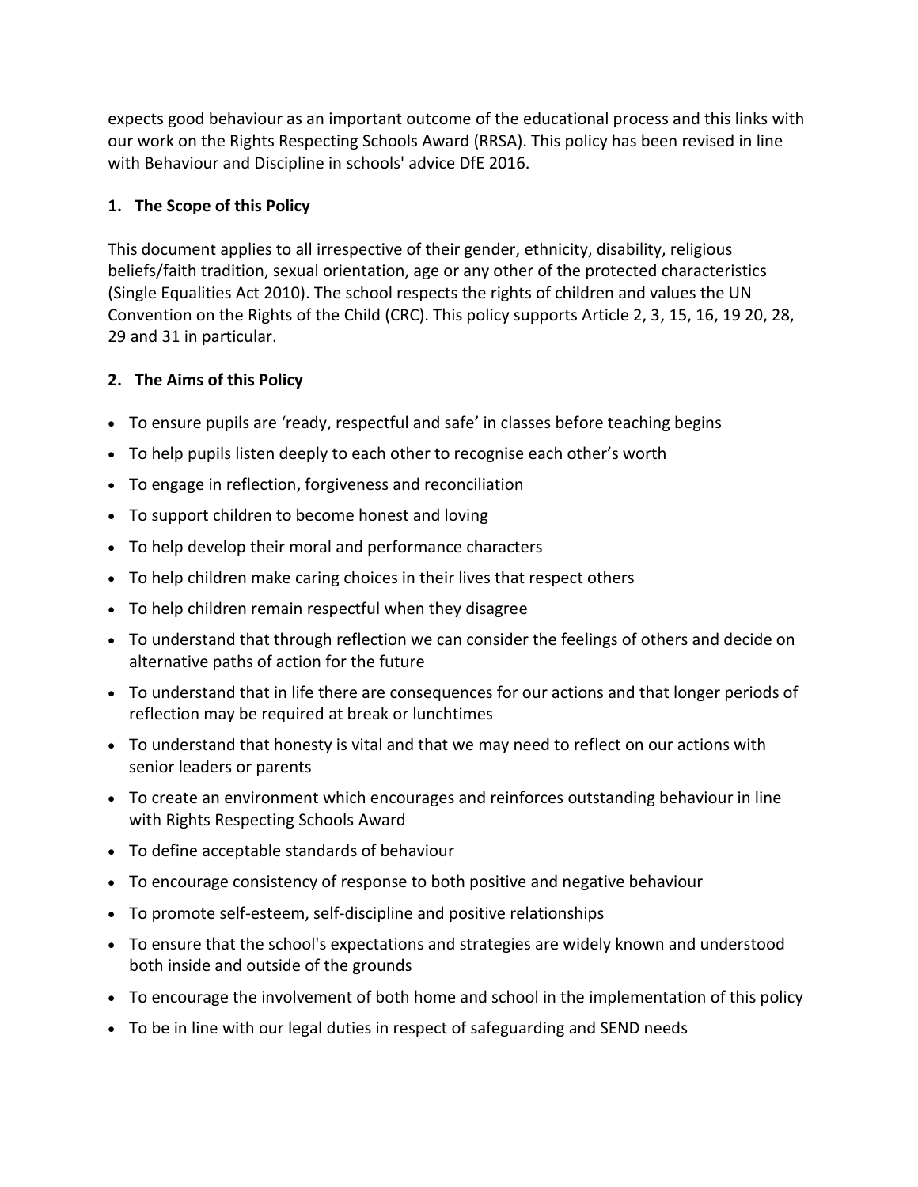expects good behaviour as an important outcome of the educational process and this links with our work on the Rights Respecting Schools Award (RRSA). This policy has been revised in line with Behaviour and Discipline in schools' advice DfE 2016.

## 1. The Scope of this Policy

This document applies to all irrespective of their gender, ethnicity, disability, religious beliefs/faith tradition, sexual orientation, age or any other of the protected characteristics (Single Equalities Act 2010). The school respects the rights of children and values the UN Convention on the Rights of the Child (CRC). This policy supports Article 2, 3, 15, 16, 19 20, 28, 29 and 31 in particular.

## 2. The Aims of this Policy

- To ensure pupils are 'ready, respectful and safe' in classes before teaching begins
- To help pupils listen deeply to each other to recognise each other's worth
- To engage in reflection, forgiveness and reconciliation
- To support children to become honest and loving
- To help develop their moral and performance characters
- To help children make caring choices in their lives that respect others
- To help children remain respectful when they disagree
- To understand that through reflection we can consider the feelings of others and decide on alternative paths of action for the future
- To understand that in life there are consequences for our actions and that longer periods of reflection may be required at break or lunchtimes
- To understand that honesty is vital and that we may need to reflect on our actions with senior leaders or parents
- To create an environment which encourages and reinforces outstanding behaviour in line with Rights Respecting Schools Award
- To define acceptable standards of behaviour
- To encourage consistency of response to both positive and negative behaviour
- To promote self-esteem, self-discipline and positive relationships
- To ensure that the school's expectations and strategies are widely known and understood both inside and outside of the grounds
- To encourage the involvement of both home and school in the implementation of this policy
- To be in line with our legal duties in respect of safeguarding and SEND needs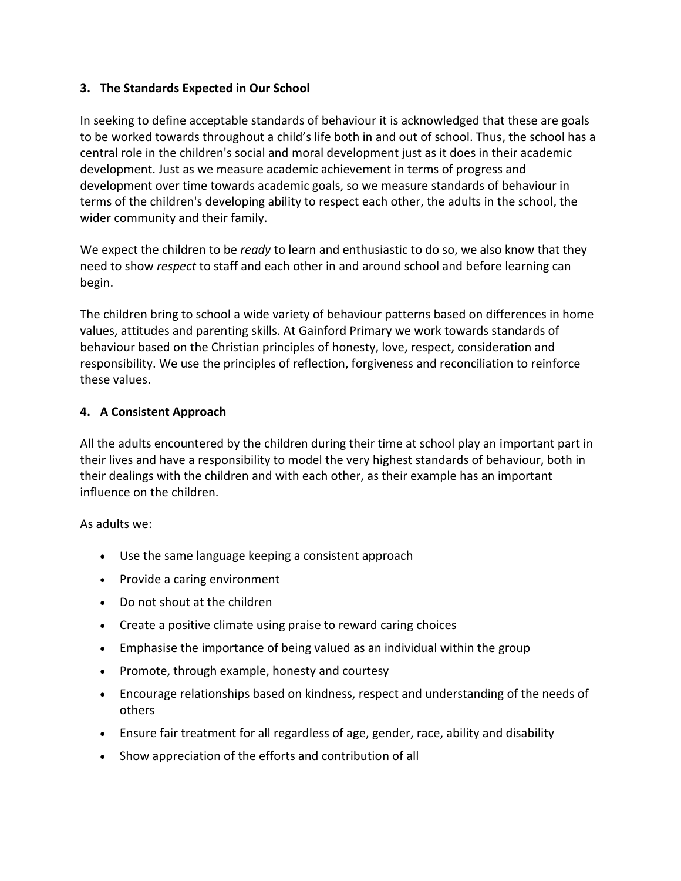**3. The Standards Expected in Our School**

In seeking to define acceptable standards of behaviour it is acknowledged that these are goals to be worked towards throughout a child's life both in and out of school. Thus, the school has a central role in the children's social and moral development just as it does in their academic development. Just as we measure academic achievement in terms of progress and development over time towards academic goals, so we measure standards of behaviour in terms of the children's developing ability to respect each other, the adults in the school, the wider community and their family.

We expect the children to be *ready* to learn and enthusiastic to do so, we also know that they need to show *respect* to staff and each other in and around school and before learning can begin.

The children bring to school a wide variety of behaviour patterns based on differences in home values, attitudes and parenting skills. At Gainford Primary we work towards standards of behaviour based on the Christian principles of honesty, love, respect, consideration and responsibility. We use the principles of reflection, forgiveness and reconciliation to reinforce these values.

**4. A Consistent Approach**

All the adults encountered by the children during their time at school play an important part in their lives and have a responsibility to model the very highest standards of behaviour, both in their dealings with the children and with each other, as their example has an important influence on the children.

As adults we:

- Use the same language keeping a consistent approach
- Provide a caring environment
- Do not shout at the children
- Create a positive climate using praise to reward caring choices
- Emphasise the importance of being valued as an individual within the group
- Promote, through example, honesty and courtesy
- Encourage relationships based on kindness, respect and understanding of the needs of others
- Ensure fair treatment for all regardless of age, gender, race, ability and disability
- Show appreciation of the efforts and contribution of all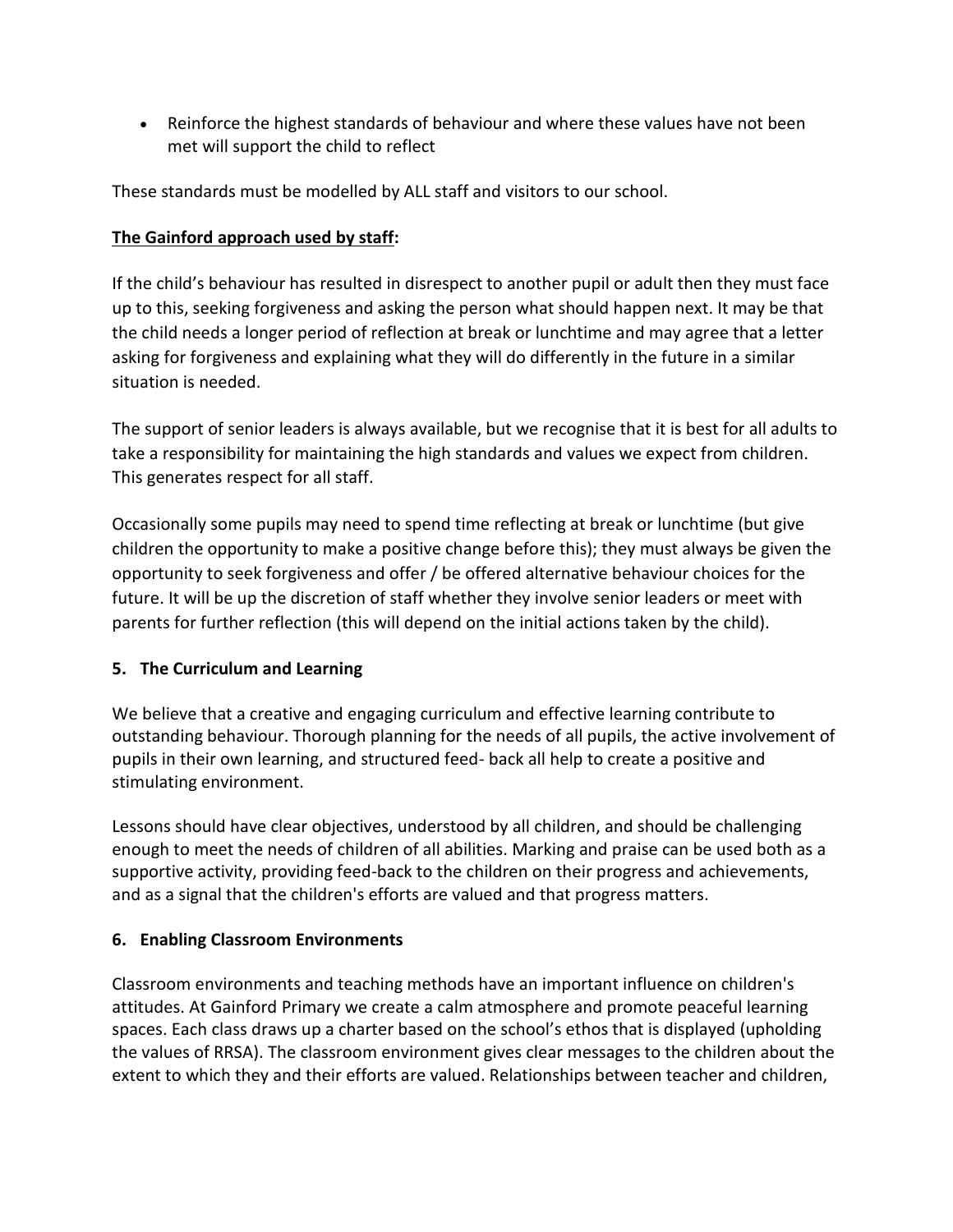- Reinforce the highest standards of behaviour and where these values have not been met will support the child to reflect

These standards must be modelled by ALL staff and visitors to our school.

**The Gainford approach used by staff:**

If the child's behaviour has resulted in disrespect to another pupil or adult then they must face up to this, seeking forgiveness and asking the person what should happen next. It may be that the child needs a longer period of reflection at break or lunchtime and may agree that a letter asking for forgiveness and explaining what they will do differently in the future in a similar situation is needed.

The support of senior leaders is always available, but we recognise that it is best for all adults to take a responsibility for maintaining the high standards and values we expect from children. This generates respect for all staff.

Occasionally some pupils may need to spend time reflecting at break or lunchtime (but give children the opportunity to make a positive change before this); they must always be given the opportunity to seek forgiveness and offer / be offered alternative behaviour choices for the future. It will be up the discretion of staff whether they involve senior leaders or meet with parents for further reflection (this will depend on the initial actions taken by the child).

## 5. The Curriculum and Learning

We believe that a creative and engaging curriculum and effective learning contribute to outstanding behaviour. Thorough planning for the needs of all pupils, the active involvement of pupils in their own learning, and structured feed- back all help to create a positive and stimulating environment.

Lessons should have clear objectives, understood by all children, and should be challenging enough to meet the needs of children of all abilities. Marking and praise can be used both as a supportive activity, providing feed-back to the children on their progress and achievements, and as a signal that the children's efforts are valued and that progress matters.

## 6. Enabling Classroom Environments

Classroom environments and teaching methods have an important influence on children's attitudes. At Gainford Primary we create a calm atmosphere and promote peaceful learning spaces. Each class draws up a charter based on the school's ethos that is displayed (upholding the values of RRSA). The classroom environment gives clear messages to the children about the extent to which they and their efforts are valued. Relationships between teacher and children,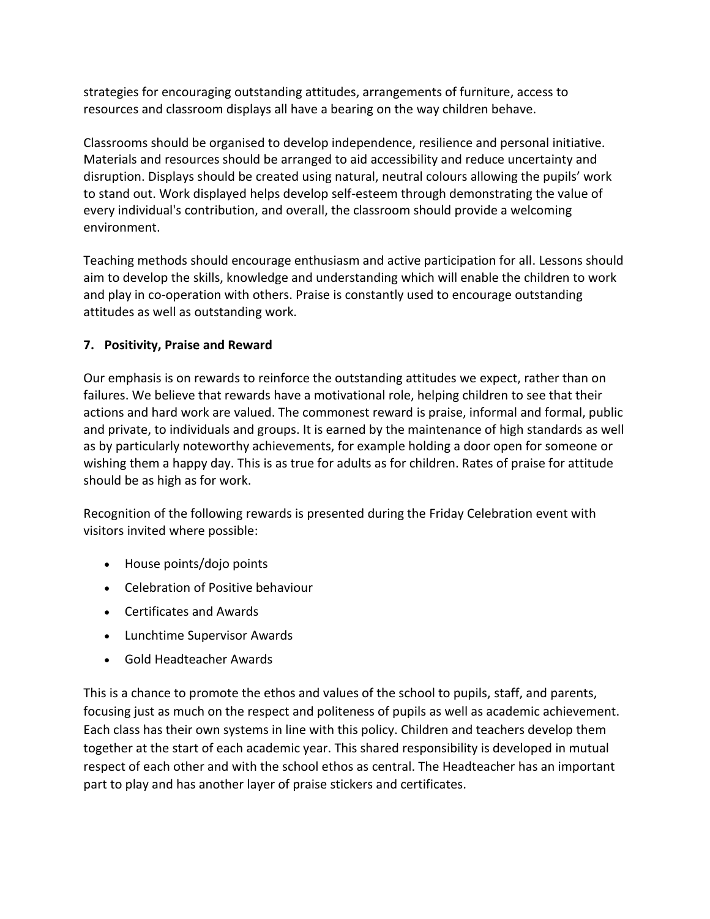strategies for encouraging outstanding attitudes, arrangements of furniture, access to resources and classroom displays all have a bearing on the way children behave.

Classrooms should be organised to develop independence, resilience and personal initiative. Materials and resources should be arranged to aid accessibility and reduce uncertainty and disruption. Displays should be created using natural, neutral colours allowing the pupils' work to stand out. Work displayed helps develop self-esteem through demonstrating the value of every individual's contribution, and overall, the classroom should provide a welcoming environment.

Teaching methods should encourage enthusiasm and active participation for all. Lessons should aim to develop the skills, knowledge and understanding which will enable the children to work and play in co-operation with others. Praise is constantly used to encourage outstanding attitudes as well as outstanding work.

## 7. Positivity, Praise and Reward

Our emphasis is on rewards to reinforce the outstanding attitudes we expect, rather than on failures. We believe that rewards have a motivational role, helping children to see that their actions and hard work are valued. The commonest reward is praise, informal and formal, public and private, to individuals and groups. It is earned by the maintenance of high standards as well as by particularly noteworthy achievements, for example holding a door open for someone or wishing them a happy day. This is as true for adults as for children. Rates of praise for attitude should be as high as for work.

Recognition of the following rewards is presented during the Friday Celebration event with visitors invited where possible:

- House points/dojo points
- Celebration of Positive behaviour
- Certificates and Awards
- Lunchtime Supervisor Awards
- Gold Headteacher Awards

This is a chance to promote the ethos and values of the school to pupils, staff, and parents, focusing just as much on the respect and politeness of pupils as well as academic achievement. Each class has their own systems in line with this policy. Children and teachers develop them together at the start of each academic year. This shared responsibility is developed in mutual respect of each other and with the school ethos as central. The Headteacher has an important part to play and has another layer of praise stickers and certificates.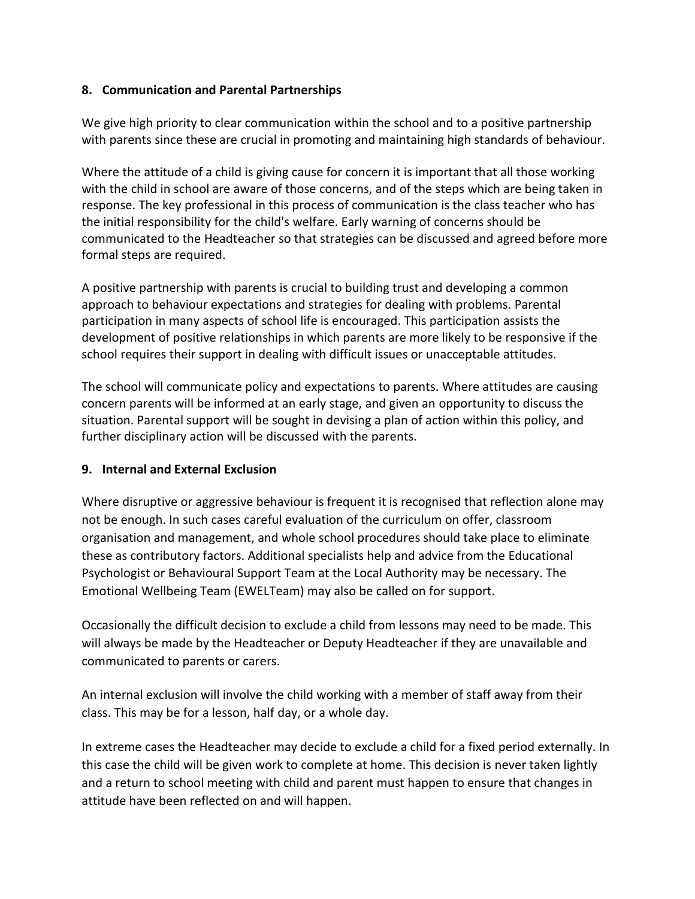## 8. Communication and Parental Partnerships

We give high priority to clear communication within the school and to a positive partnership with parents since these are crucial in promoting and maintaining high standards of behaviour.

Where the attitude of a child is giving cause for concern it is important that all those working with the child in school are aware of those concerns, and of the steps which are being taken in response. The key professional in this process of communication is the class teacher who has the initial responsibility for the child's welfare. Early warning of concerns should be communicated to the Headteacher so that strategies can be discussed and agreed before more formal steps are required.

A positive partnership with parents is crucial to building trust and developing a common approach to behaviour expectations and strategies for dealing with problems. Parental participation in many aspects of school life is encouraged. This participation assists the development of positive relationships in which parents are more likely to be responsive if the school requires their support in dealing with difficult issues or unacceptable attitudes.

The school will communicate policy and expectations to parents. Where attitudes are causing concern parents will be informed at an early stage, and given an opportunity to discuss the situation. Parental support will be sought in devising a plan of action within this policy, and further disciplinary action will be discussed with the parents.

## 9. Internal and External Exclusion

Where disruptive or aggressive behaviour is frequent it is recognised that reflection alone may not be enough. In such cases careful evaluation of the curriculum on offer, classroom organisation and management, and whole school procedures should take place to eliminate these as contributory factors. Additional specialists help and advice from the Educational Psychologist or Behavioural Support Team at the Local Authority may be necessary. The Emotional Wellbeing Team (EWELTeam) may also be called on for support.

Occasionally the difficult decision to exclude a child from lessons may need to be made. This will always be made by the Headteacher or Deputy Headteacher if they are unavailable and communicated to parents or carers.

An internal exclusion will involve the child working with a member of staff away from their class. This may be for a lesson, half day, or a whole day.

In extreme cases the Headteacher may decide to exclude a child for a fixed period externally. In this case the child will be given work to complete at home. This decision is never taken lightly and a return to school meeting with child and parent must happen to ensure that changes in attitude have been reflected on and will happen.